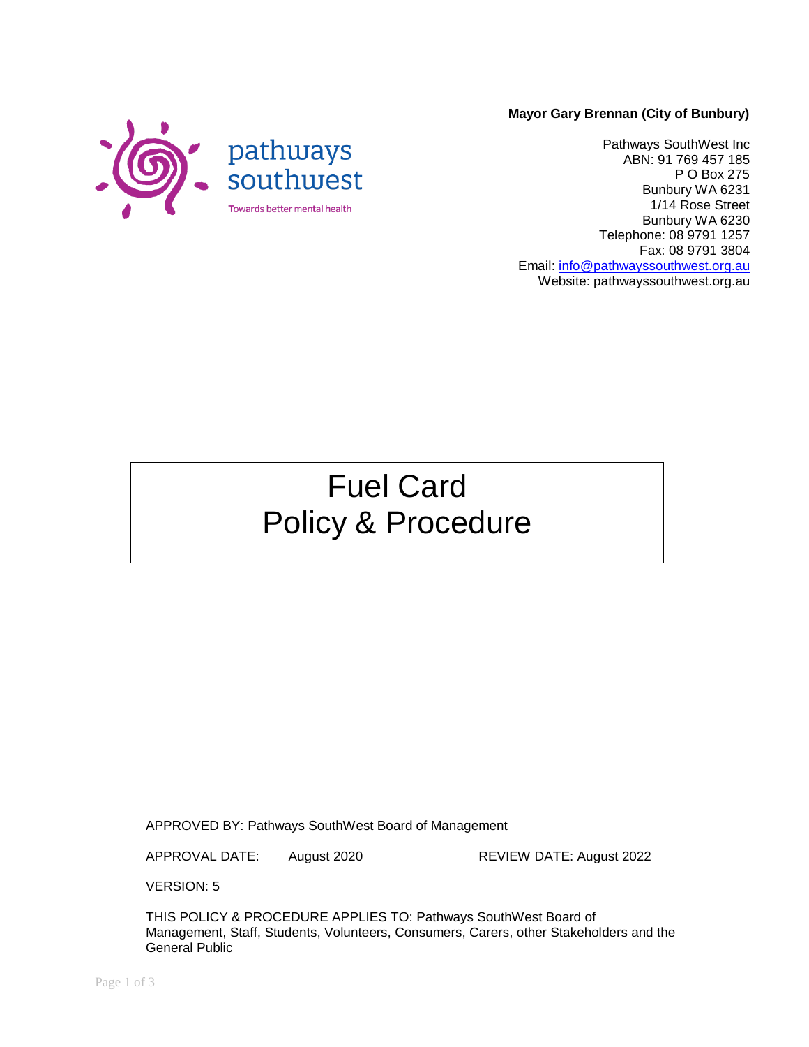pathways southwest

Towards better mental health

**Mayor Gary Brennan (City of Bunbury)**

Pathways SouthWest Inc
ABN: 91 769 457 185
P O Box 275
Bunbury WA 6231
1/14 Rose Street
Bunbury WA 6230
Telephone: 08 9791 1257
Fax: 08 9791 3804
Email: info@pathwayssouthwest.org.au
Website: pathwayssouthwest.org.au

# Fuel Card Policy & Procedure

APPROVED BY: Pathways SouthWest Board of Management

APPROVAL DATE: August 2020 REVIEW DATE: August 2022

VERSION: 5

THIS POLICY & PROCEDURE APPLIES TO: Pathways SouthWest Board of Management, Staff, Students, Volunteers, Consumers, Carers, other Stakeholders and the General Public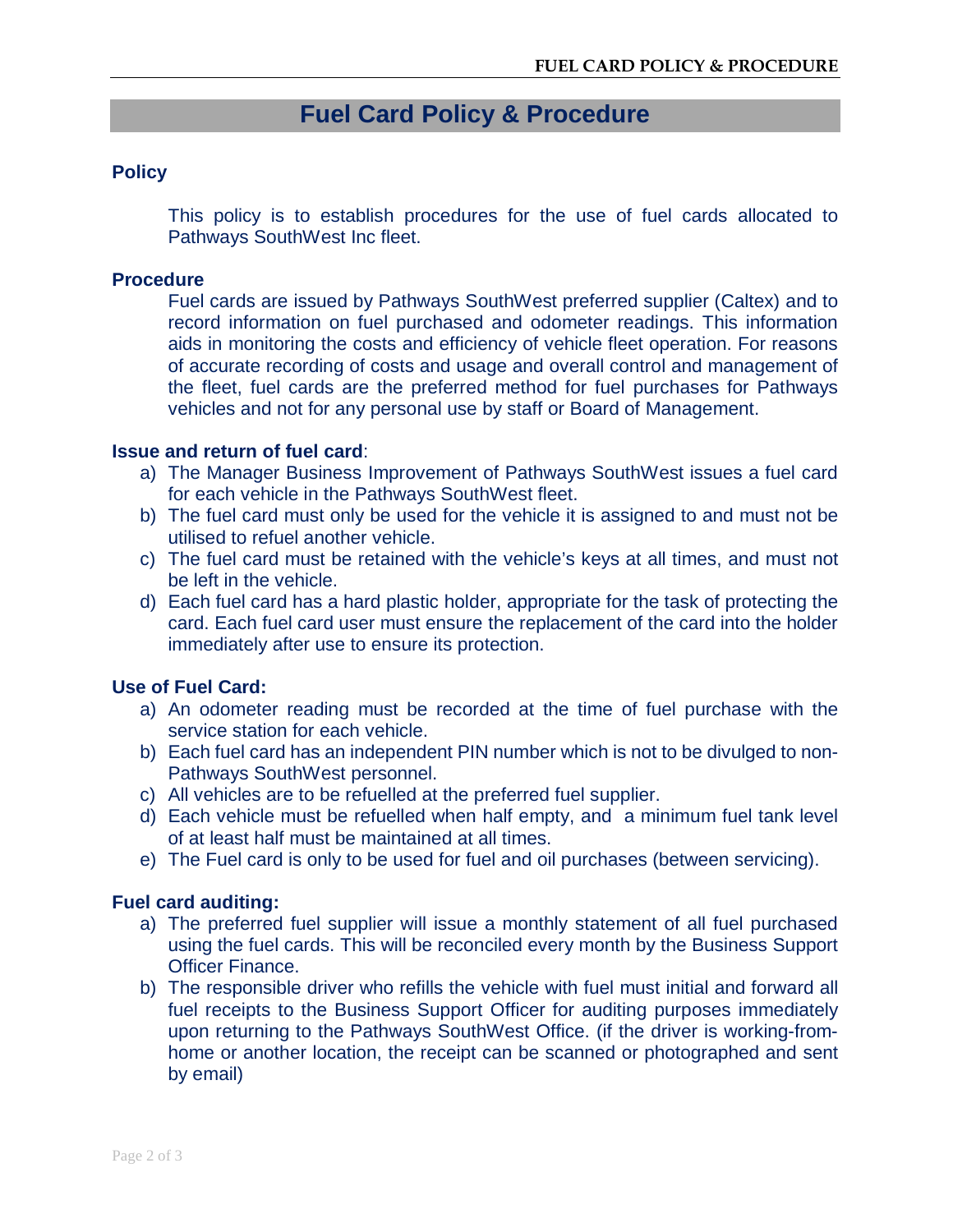# Fuel Card Policy & Procedure

## Policy

This policy is to establish procedures for the use of fuel cards allocated to Pathways SouthWest Inc fleet.

## Procedure

Fuel cards are issued by Pathways SouthWest preferred supplier (Caltex) and to record information on fuel purchased and odometer readings. This information aids in monitoring the costs and efficiency of vehicle fleet operation. For reasons of accurate recording of costs and usage and overall control and management of the fleet, fuel cards are the preferred method for fuel purchases for Pathways vehicles and not for any personal use by staff or Board of Management.

**Issue and return of fuel card**:

a) The Manager Business Improvement of Pathways SouthWest issues a fuel card for each vehicle in the Pathways SouthWest fleet.
b) The fuel card must only be used for the vehicle it is assigned to and must not be utilised to refuel another vehicle.
c) The fuel card must be retained with the vehicle's keys at all times, and must not be left in the vehicle.
d) Each fuel card has a hard plastic holder, appropriate for the task of protecting the card. Each fuel card user must ensure the replacement of the card into the holder immediately after use to ensure its protection.

**Use of Fuel Card:**

a) An odometer reading must be recorded at the time of fuel purchase with the service station for each vehicle.
b) Each fuel card has an independent PIN number which is not to be divulged to non-Pathways SouthWest personnel.
c) All vehicles are to be refuelled at the preferred fuel supplier.
d) Each vehicle must be refuelled when half empty, and a minimum fuel tank level of at least half must be maintained at all times.
e) The Fuel card is only to be used for fuel and oil purchases (between servicing).

**Fuel card auditing:**

a) The preferred fuel supplier will issue a monthly statement of all fuel purchased using the fuel cards. This will be reconciled every month by the Business Support Officer Finance.
b) The responsible driver who refills the vehicle with fuel must initial and forward all fuel receipts to the Business Support Officer for auditing purposes immediately upon returning to the Pathways SouthWest Office. (if the driver is working-from-home or another location, the receipt can be scanned or photographed and sent by email)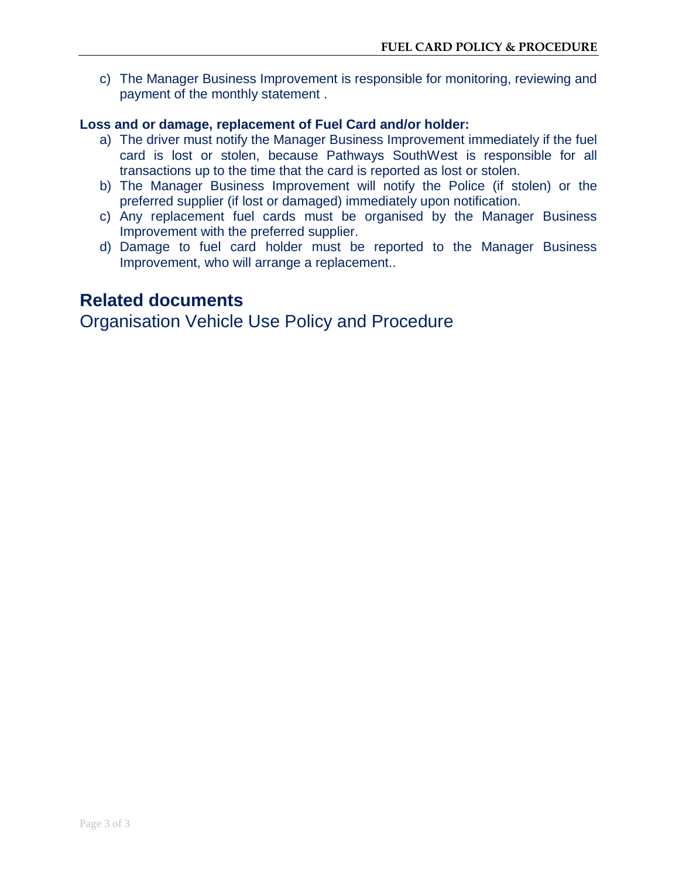c) The Manager Business Improvement is responsible for monitoring, reviewing and payment of the monthly statement .

**Loss and or damage, replacement of Fuel Card and/or holder:**

a) The driver must notify the Manager Business Improvement immediately if the fuel card is lost or stolen, because Pathways SouthWest is responsible for all transactions up to the time that the card is reported as lost or stolen.
b) The Manager Business Improvement will notify the Police (if stolen) or the preferred supplier (if lost or damaged) immediately upon notification.
c) Any replacement fuel cards must be organised by the Manager Business Improvement with the preferred supplier.
d) Damage to fuel card holder must be reported to the Manager Business Improvement, who will arrange a replacement..

## Related documents

Organisation Vehicle Use Policy and Procedure